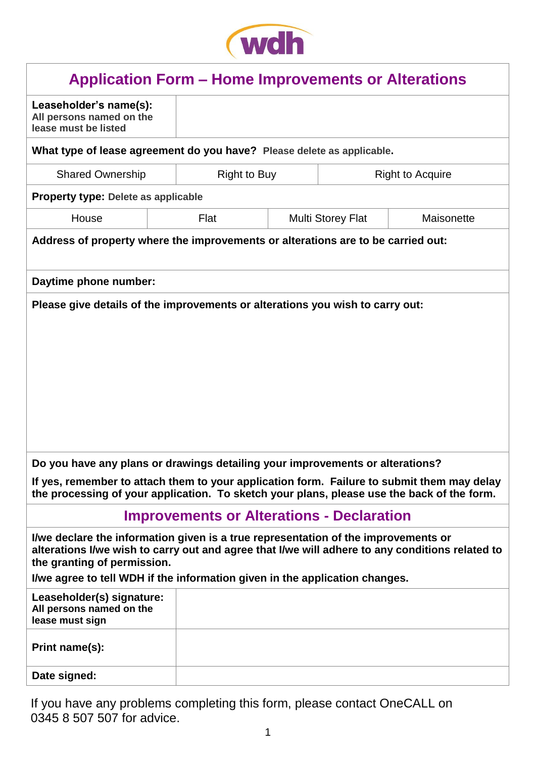wdh

# Application Form – Home Improvements or Alterations

| **Leaseholder's name(s):** All persons named on the lease must be listed | |
|---|---|

**What type of lease agreement do you have?** Please delete as applicable.

| Shared Ownership | Right to Buy | Right to Acquire |
|---|---|---|

**Property type:** Delete as applicable

| House | Flat | Multi Storey Flat | Maisonette |
|---|---|---|---|

**Address of property where the improvements or alterations are to be carried out:**

**Daytime phone number:**

**Please give details of the improvements or alterations you wish to carry out:**

**Do you have any plans or drawings detailing your improvements or alterations?**

**If yes, remember to attach them to your application form. Failure to submit them may delay the processing of your application. To sketch your plans, please use the back of the form.**

## Improvements or Alterations - Declaration

**I/we declare the information given is a true representation of the improvements or alterations I/we wish to carry out and agree that I/we will adhere to any conditions related to the granting of permission.**

**I/we agree to tell WDH if the information given in the application changes.**

| **Leaseholder(s) signature:** All persons named on the lease must sign | |
|---|---|
| **Print name(s):** | |
| **Date signed:** | |

If you have any problems completing this form, please contact OneCALL on 0345 8 507 507 for advice.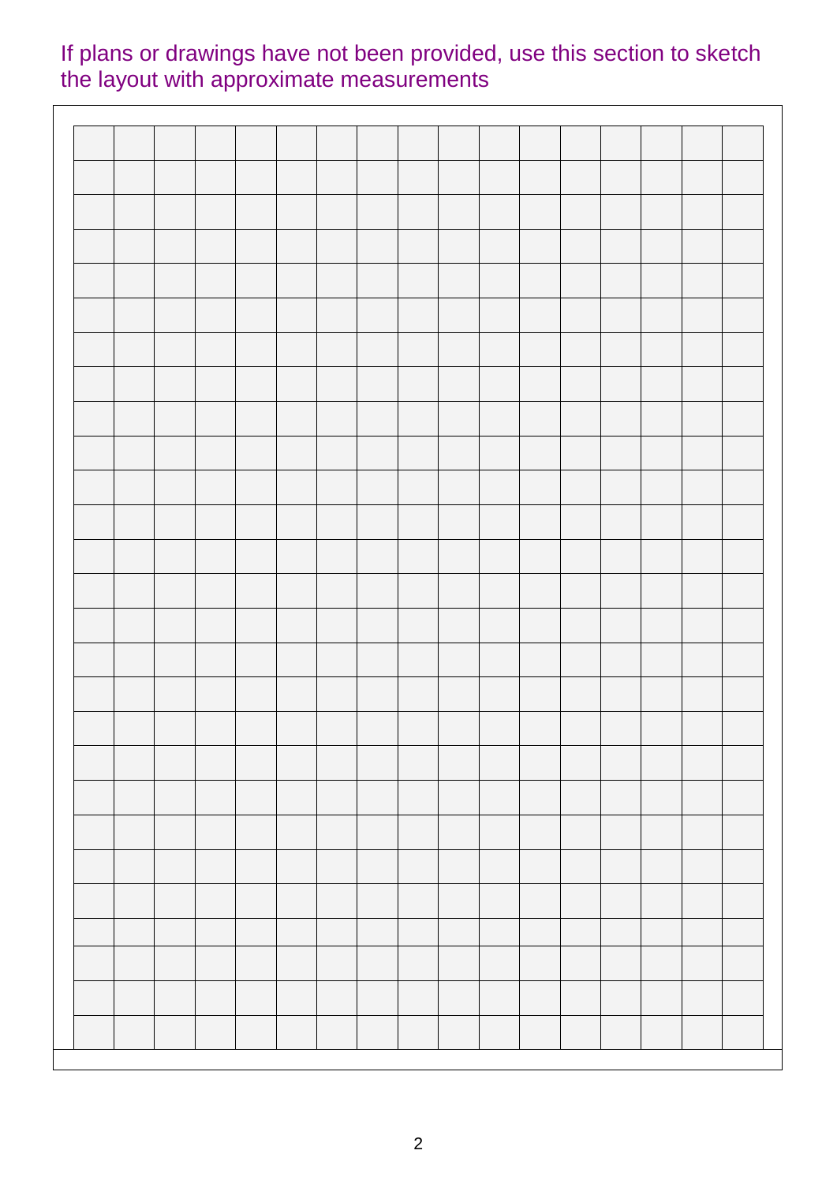If plans or drawings have not been provided, use this section to sketch the layout with approximate measurements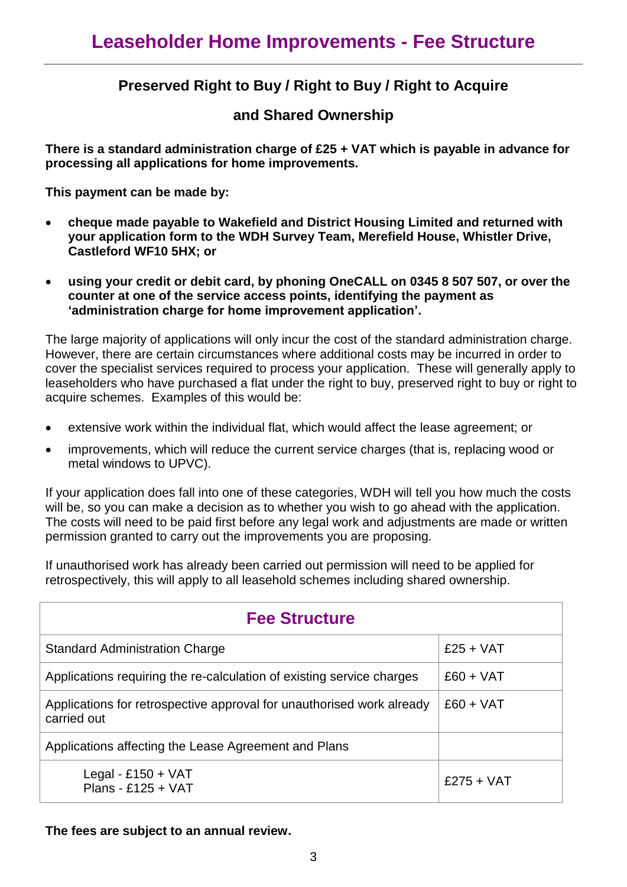# Leaseholder Home Improvements - Fee Structure

## Preserved Right to Buy / Right to Buy / Right to Acquire

## and Shared Ownership

**There is a standard administration charge of £25 + VAT which is payable in advance for processing all applications for home improvements.**

**This payment can be made by:**

- **cheque made payable to Wakefield and District Housing Limited and returned with your application form to the WDH Survey Team, Merefield House, Whistler Drive, Castleford WF10 5HX; or**
- **using your credit or debit card, by phoning OneCALL on 0345 8 507 507, or over the counter at one of the service access points, identifying the payment as 'administration charge for home improvement application'.**

The large majority of applications will only incur the cost of the standard administration charge. However, there are certain circumstances where additional costs may be incurred in order to cover the specialist services required to process your application. These will generally apply to leaseholders who have purchased a flat under the right to buy, preserved right to buy or right to acquire schemes. Examples of this would be:

- extensive work within the individual flat, which would affect the lease agreement; or
- improvements, which will reduce the current service charges (that is, replacing wood or metal windows to UPVC).

If your application does fall into one of these categories, WDH will tell you how much the costs will be, so you can make a decision as to whether you wish to go ahead with the application. The costs will need to be paid first before any legal work and adjustments are made or written permission granted to carry out the improvements you are proposing.

If unauthorised work has already been carried out permission will need to be applied for retrospectively, this will apply to all leasehold schemes including shared ownership.

| Fee Structure | |
|---|---|
| Standard Administration Charge | £25 + VAT |
| Applications requiring the re-calculation of existing service charges | £60 + VAT |
| Applications for retrospective approval for unauthorised work already carried out | £60 + VAT |
| Applications affecting the Lease Agreement and Plans | |
| Legal - £150 + VAT<br>Plans - £125 + VAT | £275 + VAT |

**The fees are subject to an annual review.**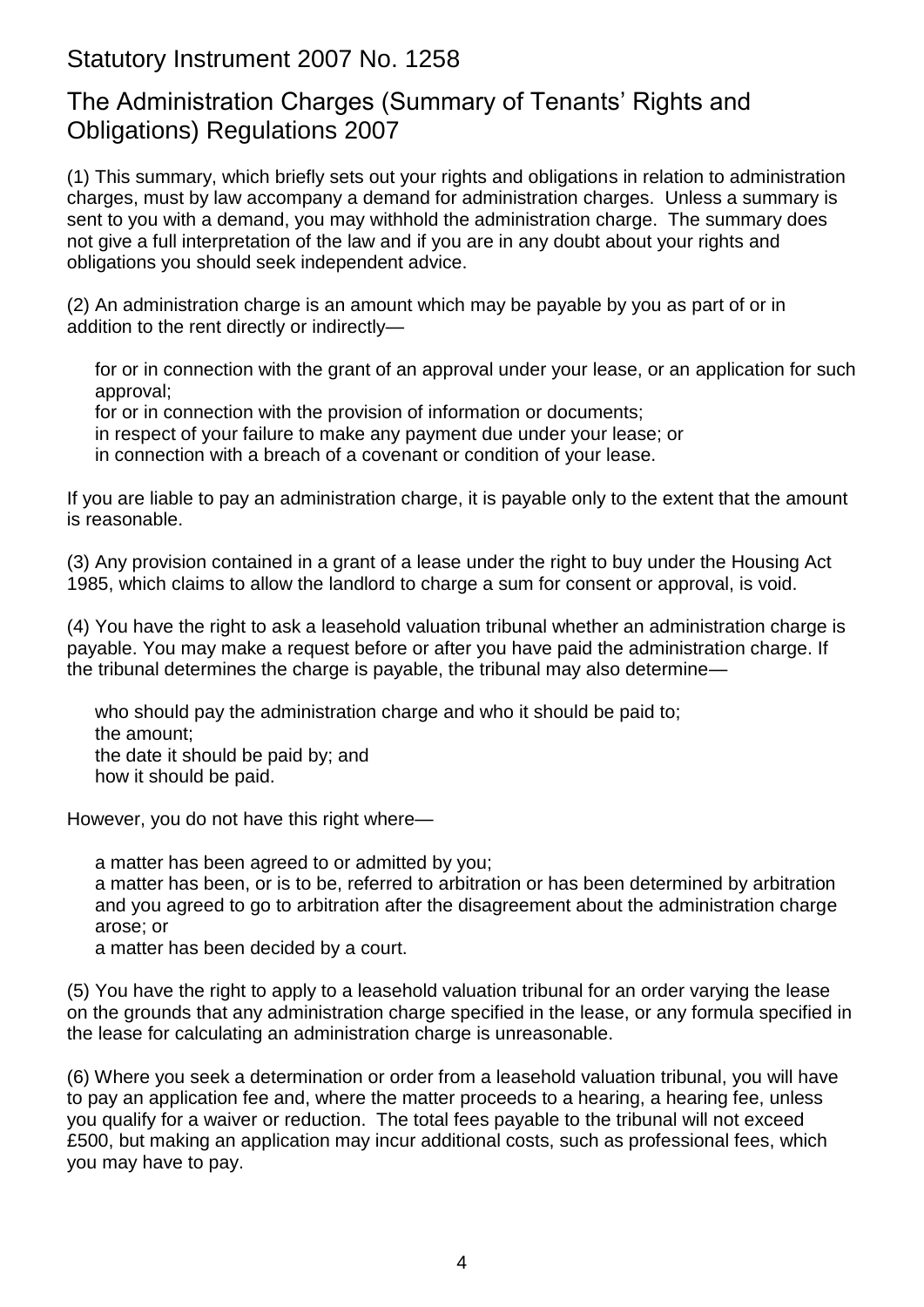## Statutory Instrument 2007 No. 1258

## The Administration Charges (Summary of Tenants' Rights and Obligations) Regulations 2007

(1) This summary, which briefly sets out your rights and obligations in relation to administration charges, must by law accompany a demand for administration charges. Unless a summary is sent to you with a demand, you may withhold the administration charge. The summary does not give a full interpretation of the law and if you are in any doubt about your rights and obligations you should seek independent advice.

(2) An administration charge is an amount which may be payable by you as part of or in addition to the rent directly or indirectly—

- for or in connection with the grant of an approval under your lease, or an application for such approval;
- for or in connection with the provision of information or documents;
- in respect of your failure to make any payment due under your lease; or
- in connection with a breach of a covenant or condition of your lease.

If you are liable to pay an administration charge, it is payable only to the extent that the amount is reasonable.

(3) Any provision contained in a grant of a lease under the right to buy under the Housing Act 1985, which claims to allow the landlord to charge a sum for consent or approval, is void.

(4) You have the right to ask a leasehold valuation tribunal whether an administration charge is payable. You may make a request before or after you have paid the administration charge. If the tribunal determines the charge is payable, the tribunal may also determine—

- who should pay the administration charge and who it should be paid to;
- the amount;
- the date it should be paid by; and
- how it should be paid.

However, you do not have this right where—

- a matter has been agreed to or admitted by you;
- a matter has been, or is to be, referred to arbitration or has been determined by arbitration and you agreed to go to arbitration after the disagreement about the administration charge arose; or
- a matter has been decided by a court.

(5) You have the right to apply to a leasehold valuation tribunal for an order varying the lease on the grounds that any administration charge specified in the lease, or any formula specified in the lease for calculating an administration charge is unreasonable.

(6) Where you seek a determination or order from a leasehold valuation tribunal, you will have to pay an application fee and, where the matter proceeds to a hearing, a hearing fee, unless you qualify for a waiver or reduction. The total fees payable to the tribunal will not exceed £500, but making an application may incur additional costs, such as professional fees, which you may have to pay.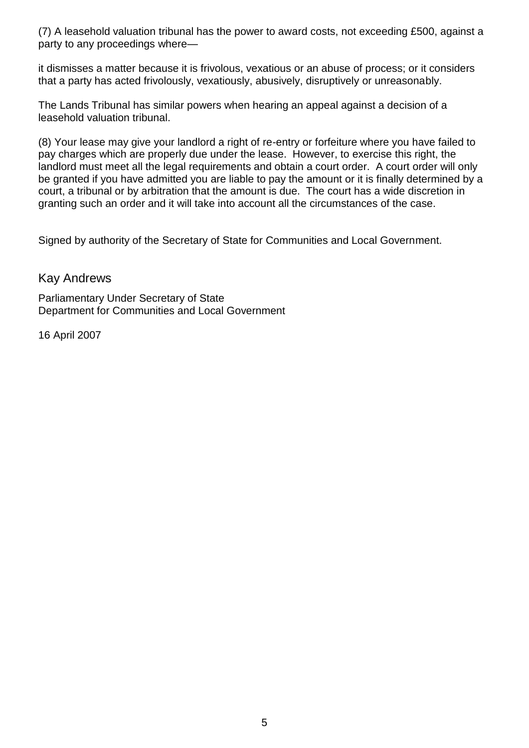(7) A leasehold valuation tribunal has the power to award costs, not exceeding £500, against a party to any proceedings where—

it dismisses a matter because it is frivolous, vexatious or an abuse of process; or it considers that a party has acted frivolously, vexatiously, abusively, disruptively or unreasonably.

The Lands Tribunal has similar powers when hearing an appeal against a decision of a leasehold valuation tribunal.

(8) Your lease may give your landlord a right of re-entry or forfeiture where you have failed to pay charges which are properly due under the lease. However, to exercise this right, the landlord must meet all the legal requirements and obtain a court order. A court order will only be granted if you have admitted you are liable to pay the amount or it is finally determined by a court, a tribunal or by arbitration that the amount is due. The court has a wide discretion in granting such an order and it will take into account all the circumstances of the case.

Signed by authority of the Secretary of State for Communities and Local Government.

Kay Andrews

Parliamentary Under Secretary of State
Department for Communities and Local Government

16 April 2007